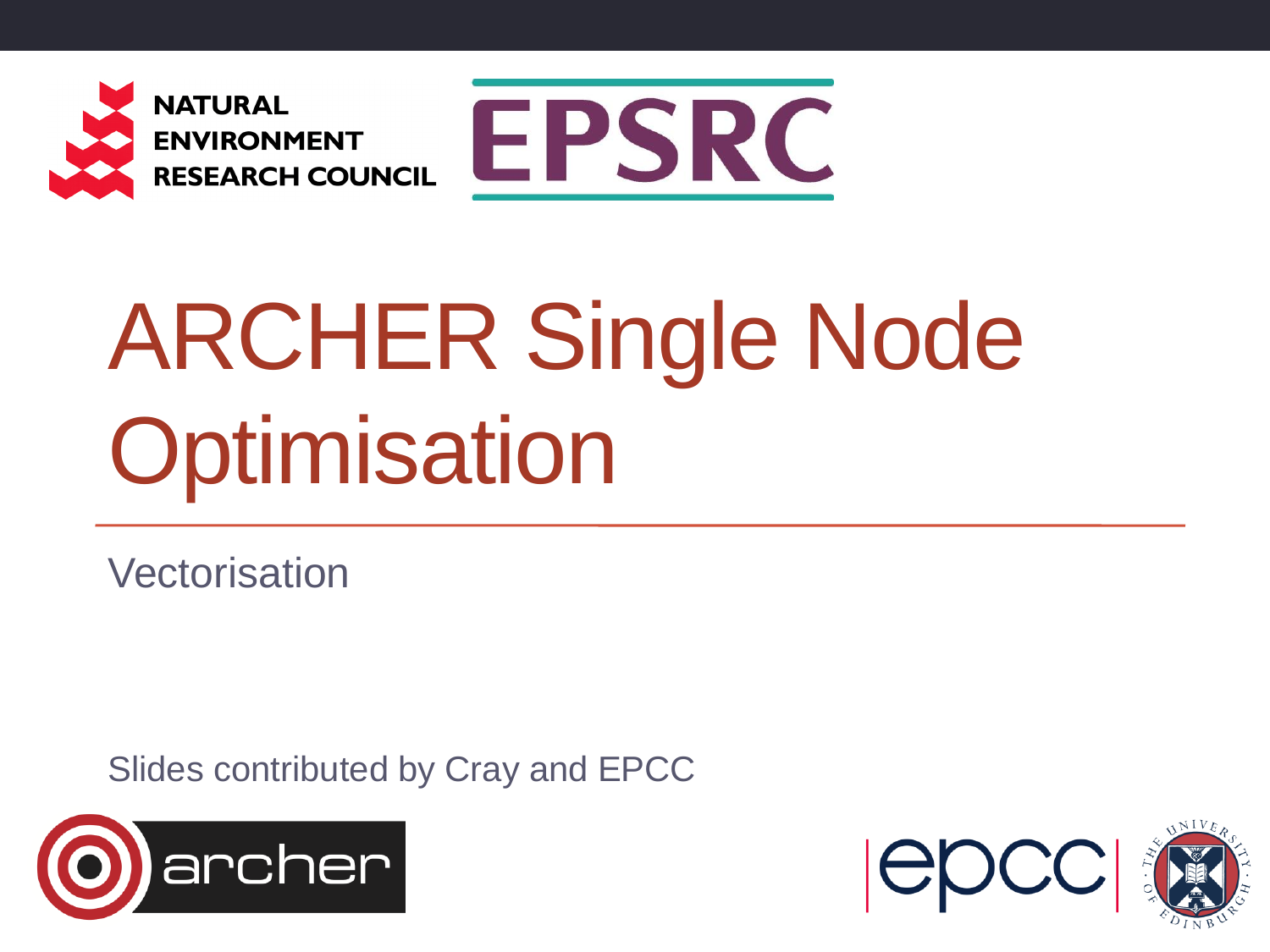NATURAL ENVIRONMENT RESEARCH COUNCIL

EPSRC

# ARCHER Single Node Optimisation

Vectorisation

Slides contributed by Cray and EPCC

archer

epcc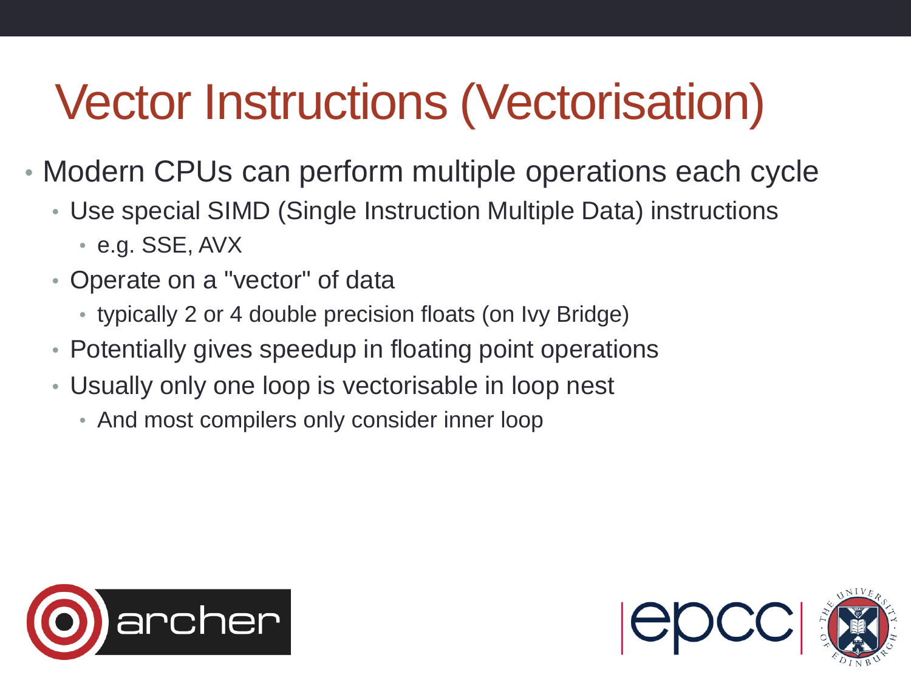# Vector Instructions (Vectorisation)

- Modern CPUs can perform multiple operations each cycle
  - Use special SIMD (Single Instruction Multiple Data) instructions
    - e.g. SSE, AVX
  - Operate on a "vector" of data
    - typically 2 or 4 double precision floats (on Ivy Bridge)
  - Potentially gives speedup in floating point operations
  - Usually only one loop is vectorisable in loop nest
    - And most compilers only consider inner loop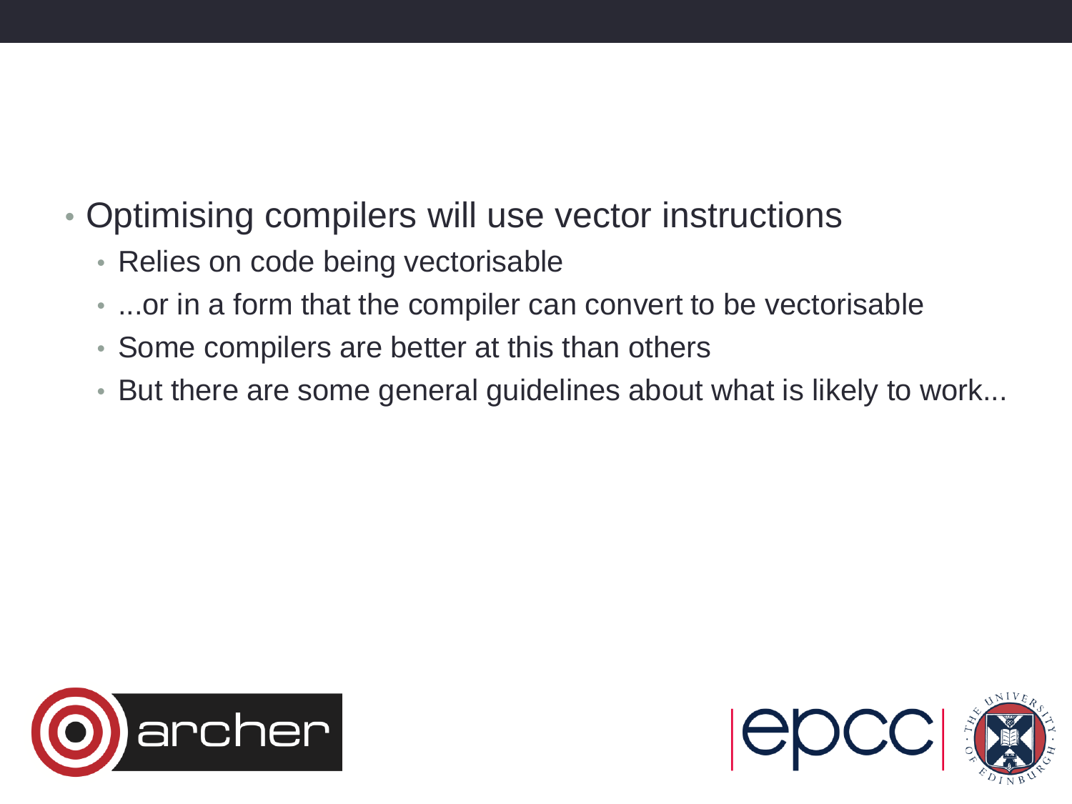- Optimising compilers will use vector instructions
  - Relies on code being vectorisable
  - ...or in a form that the compiler can convert to be vectorisable
  - Some compilers are better at this than others
  - But there are some general guidelines about what is likely to work...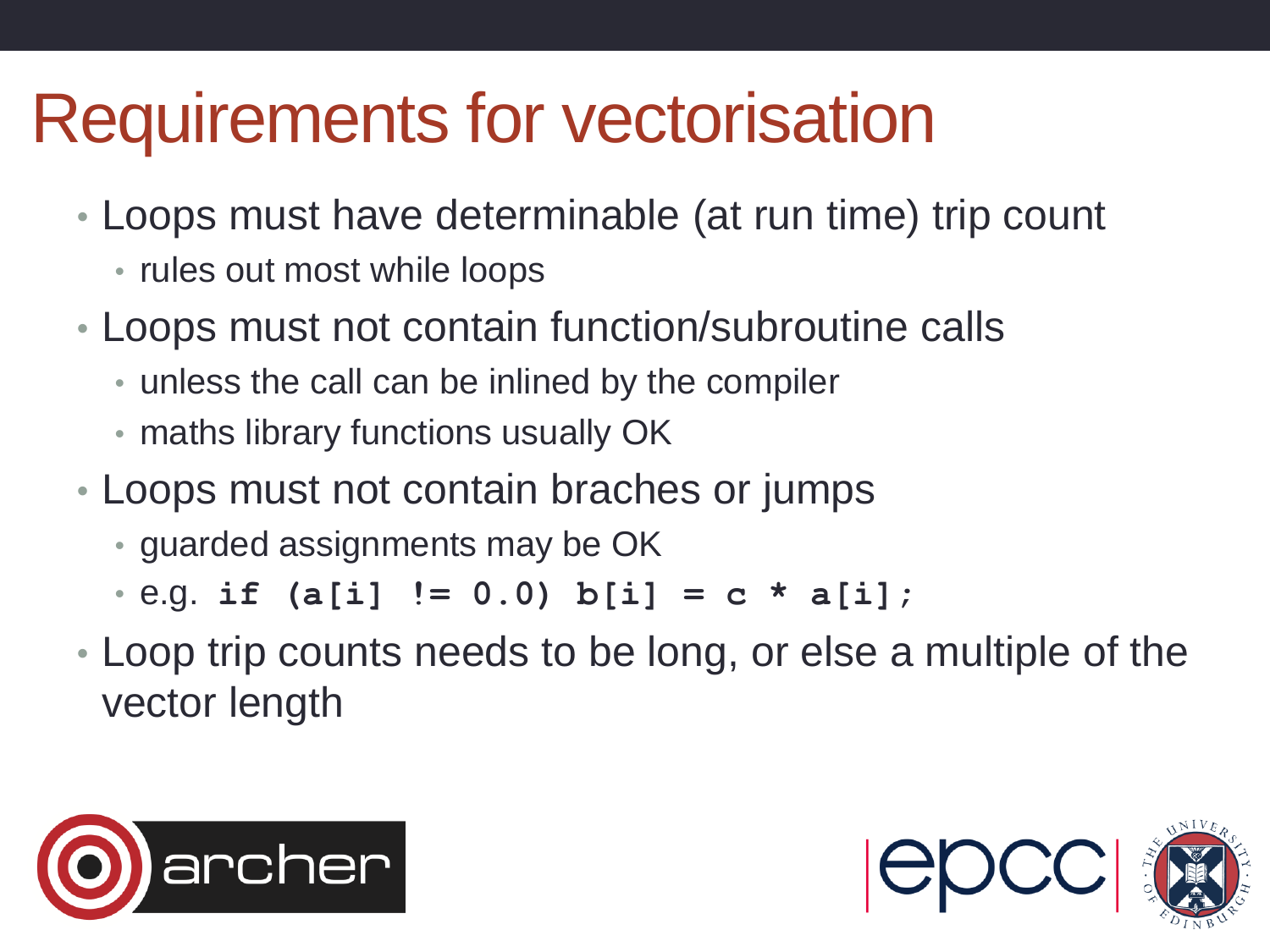# Requirements for vectorisation

- Loops must have determinable (at run time) trip count
  - rules out most while loops
- Loops must not contain function/subroutine calls
  - unless the call can be inlined by the compiler
  - maths library functions usually OK
- Loops must not contain braches or jumps
  - guarded assignments may be OK
  - e.g. `if (a[i] != 0.0) b[i] = c * a[i];`
- Loop trip counts needs to be long, or else a multiple of the vector length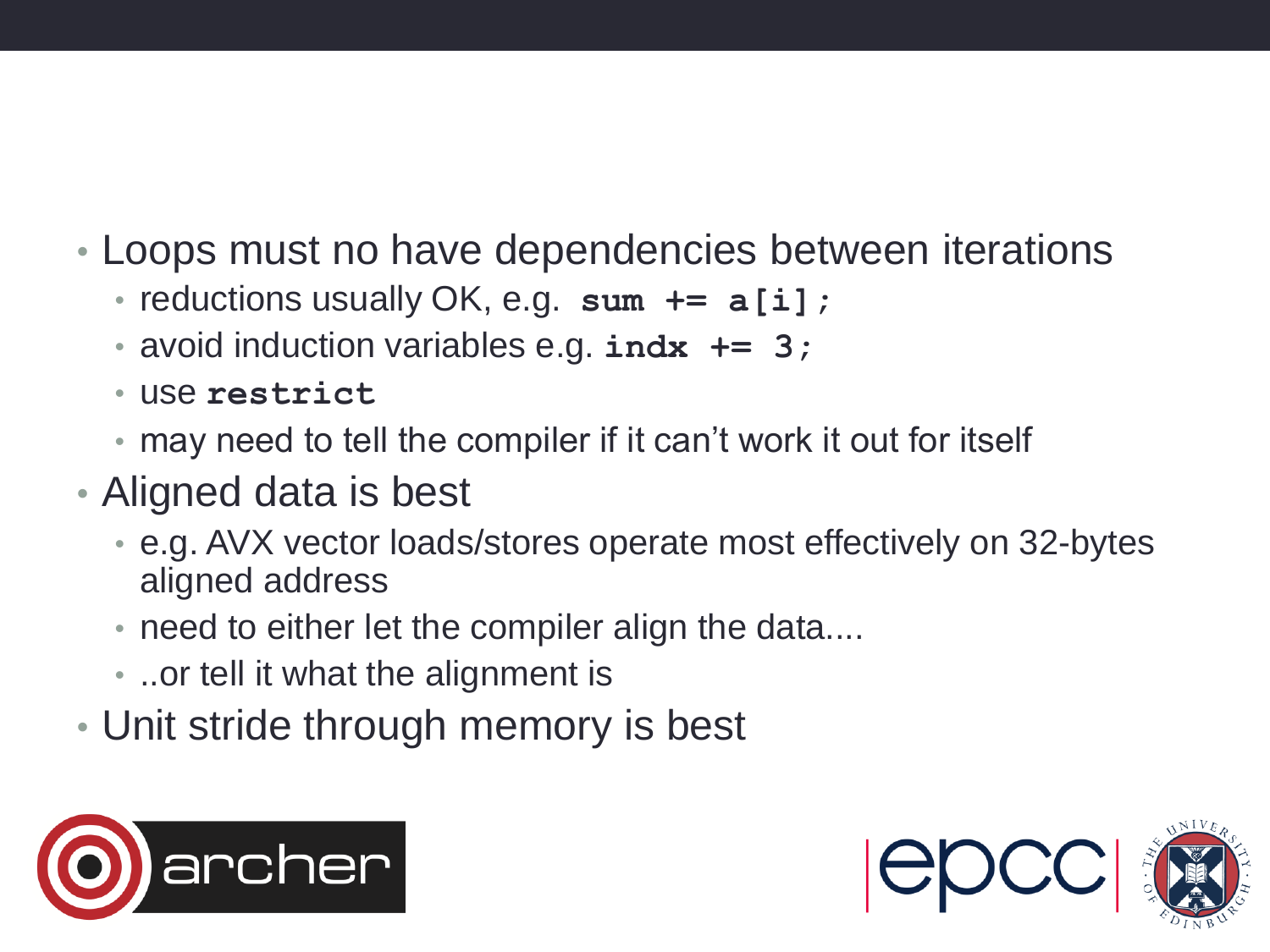- Loops must no have dependencies between iterations
  - reductions usually OK, e.g. `sum += a[i];`
  - avoid induction variables e.g. `indx += 3;`
  - use `restrict`
  - may need to tell the compiler if it can't work it out for itself
- Aligned data is best
  - e.g. AVX vector loads/stores operate most effectively on 32-bytes aligned address
  - need to either let the compiler align the data....
  - ..or tell it what the alignment is
- Unit stride through memory is best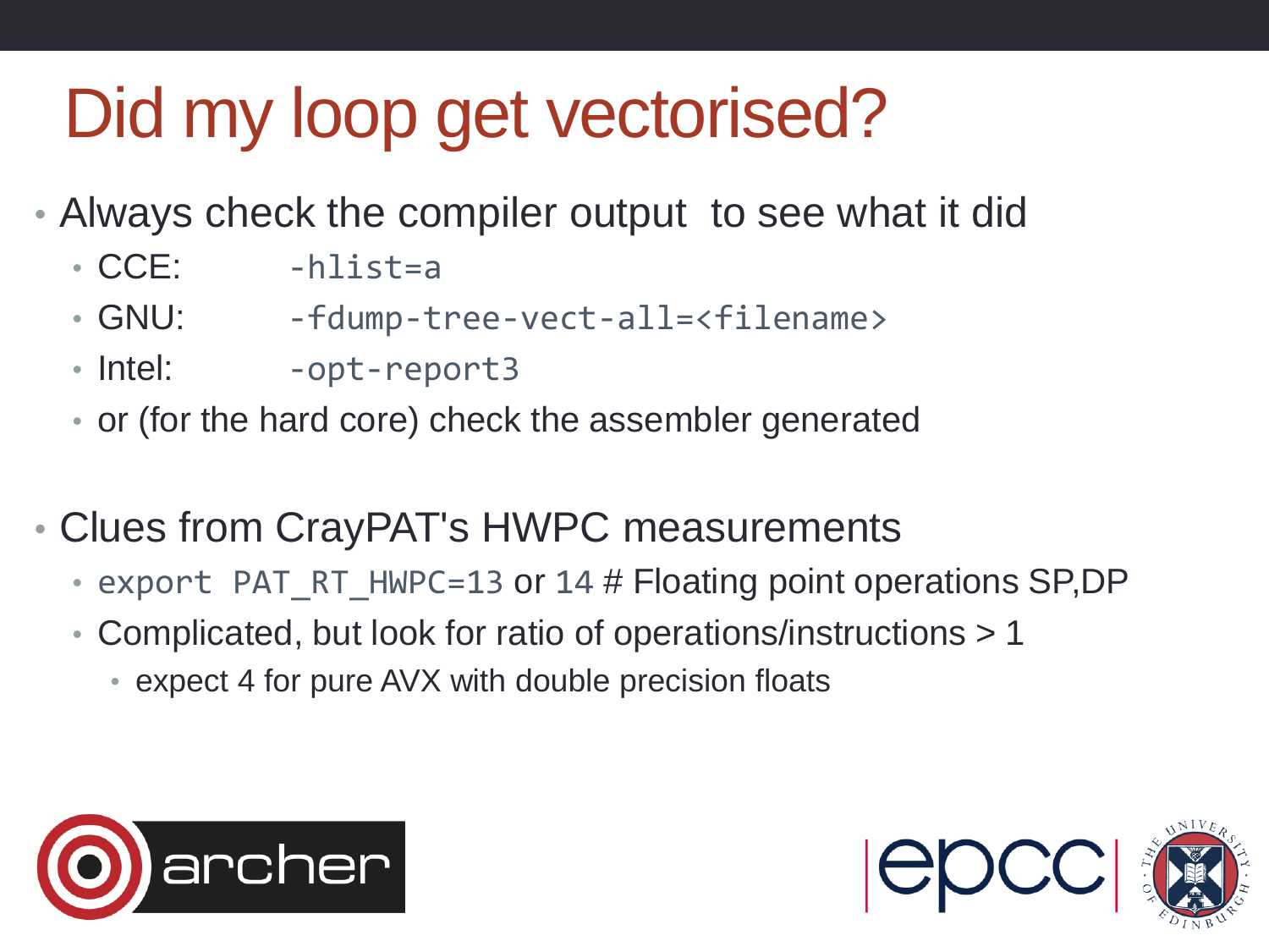# Did my loop get vectorised?

- Always check the compiler output to see what it did
  - CCE: `-hlist=a`
  - GNU: `-fdump-tree-vect-all=<filename>`
  - Intel: `-opt-report3`
  - or (for the hard core) check the assembler generated

- Clues from CrayPAT's HWPC measurements
  - `export PAT_RT_HWPC=13` or `14` # Floating point operations SP,DP
  - Complicated, but look for ratio of operations/instructions > 1
    - expect 4 for pure AVX with double precision floats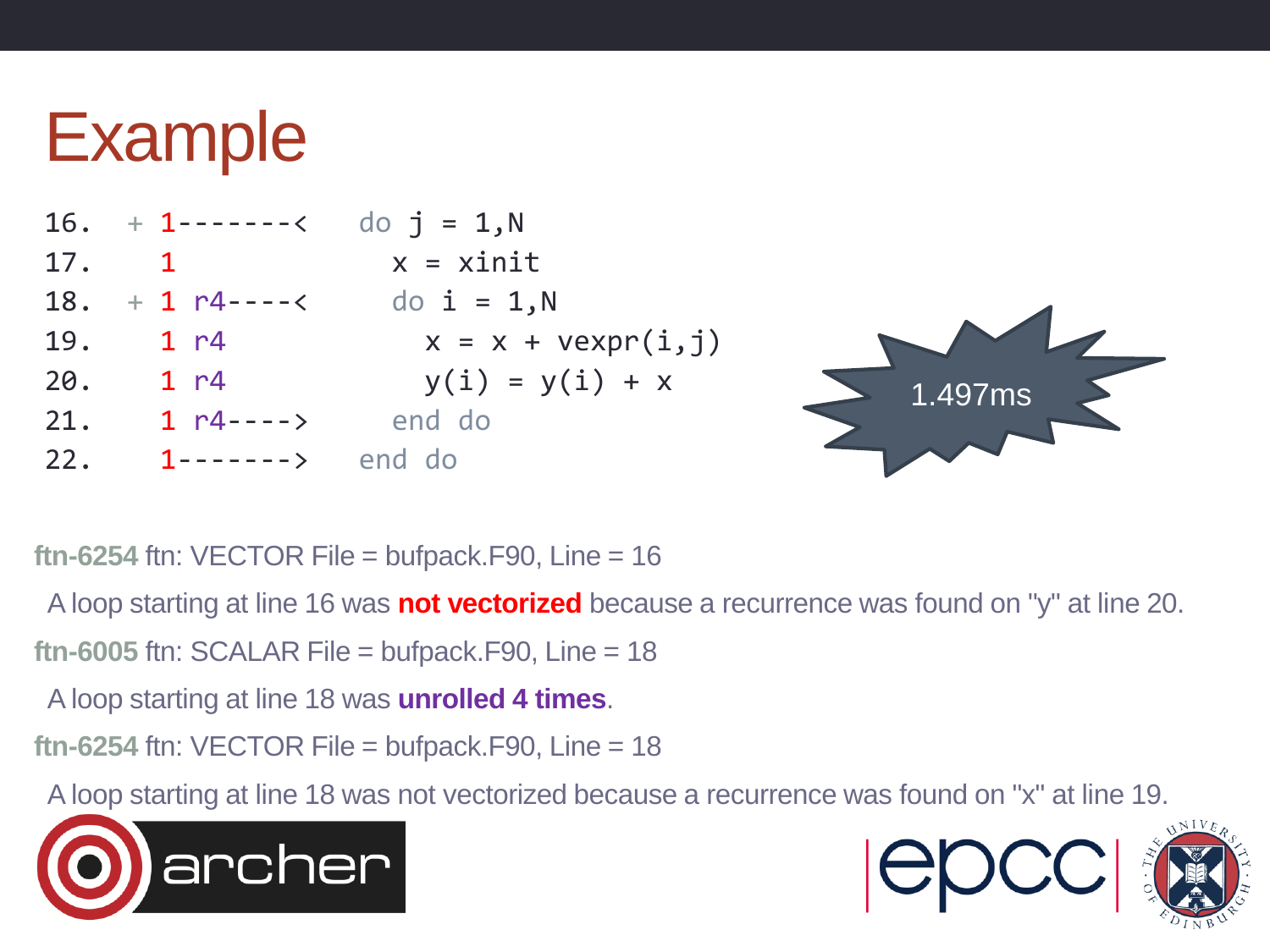# Example

```
16.  + 1-------<   do j = 1,N
17.    1             x = xinit
18.  + 1 r4----<     do i = 1,N
19.    1 r4            x = x + vexpr(i,j)
20.    1 r4            y(i) = y(i) + x
21.    1 r4---->     end do
22.    1------->   end do
```

1.497ms

**ftn-6254** ftn: VECTOR File = bufpack.F90, Line = 16

A loop starting at line 16 was **not vectorized** because a recurrence was found on "y" at line 20.

**ftn-6005** ftn: SCALAR File = bufpack.F90, Line = 18

A loop starting at line 18 was **unrolled 4 times**.

**ftn-6254** ftn: VECTOR File = bufpack.F90, Line = 18

A loop starting at line 18 was not vectorized because a recurrence was found on "x" at line 19.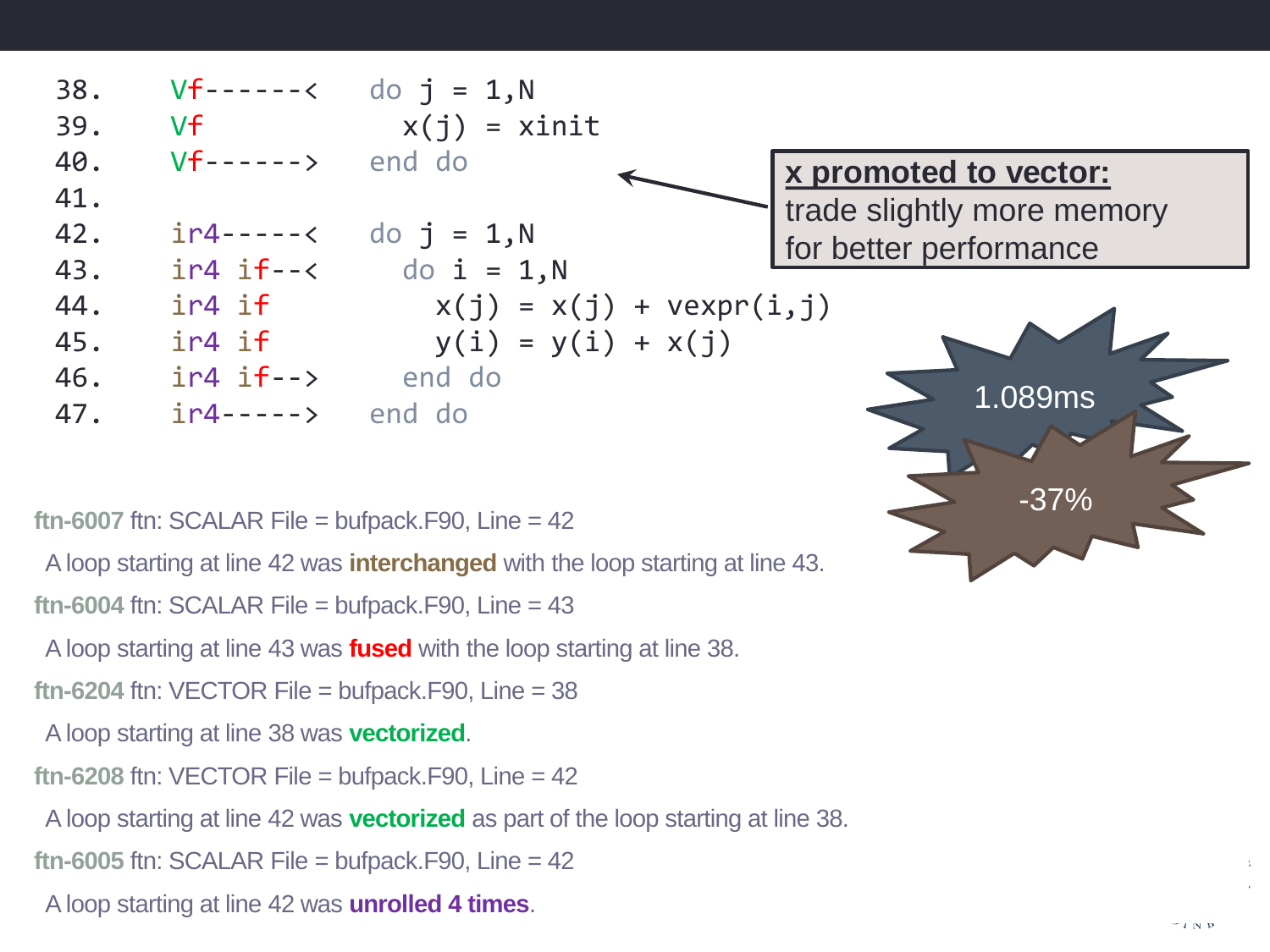```
38.    Vf------<   do j = 1,N
39.    Vf            x(j) = xinit
40.    Vf------>   end do
41.
42.    ir4-----<   do j = 1,N
43.    ir4 if--<     do i = 1,N
44.    ir4 if          x(j) = x(j) + vexpr(i,j)
45.    ir4 if          y(i) = y(i) + x(j)
46.    ir4 if-->     end do
47.    ir4----->   end do
```

**x promoted to vector:**
trade slightly more memory for better performance

1.089ms

-37%

**ftn-6007** ftn: SCALAR File = bufpack.F90, Line = 42

A loop starting at line 42 was **interchanged** with the loop starting at line 43.

**ftn-6004** ftn: SCALAR File = bufpack.F90, Line = 43

A loop starting at line 43 was **fused** with the loop starting at line 38.

**ftn-6204** ftn: VECTOR File = bufpack.F90, Line = 38

A loop starting at line 38 was **vectorized**.

**ftn-6208** ftn: VECTOR File = bufpack.F90, Line = 42

A loop starting at line 42 was **vectorized** as part of the loop starting at line 38.

**ftn-6005** ftn: SCALAR File = bufpack.F90, Line = 42

A loop starting at line 42 was **unrolled 4 times**.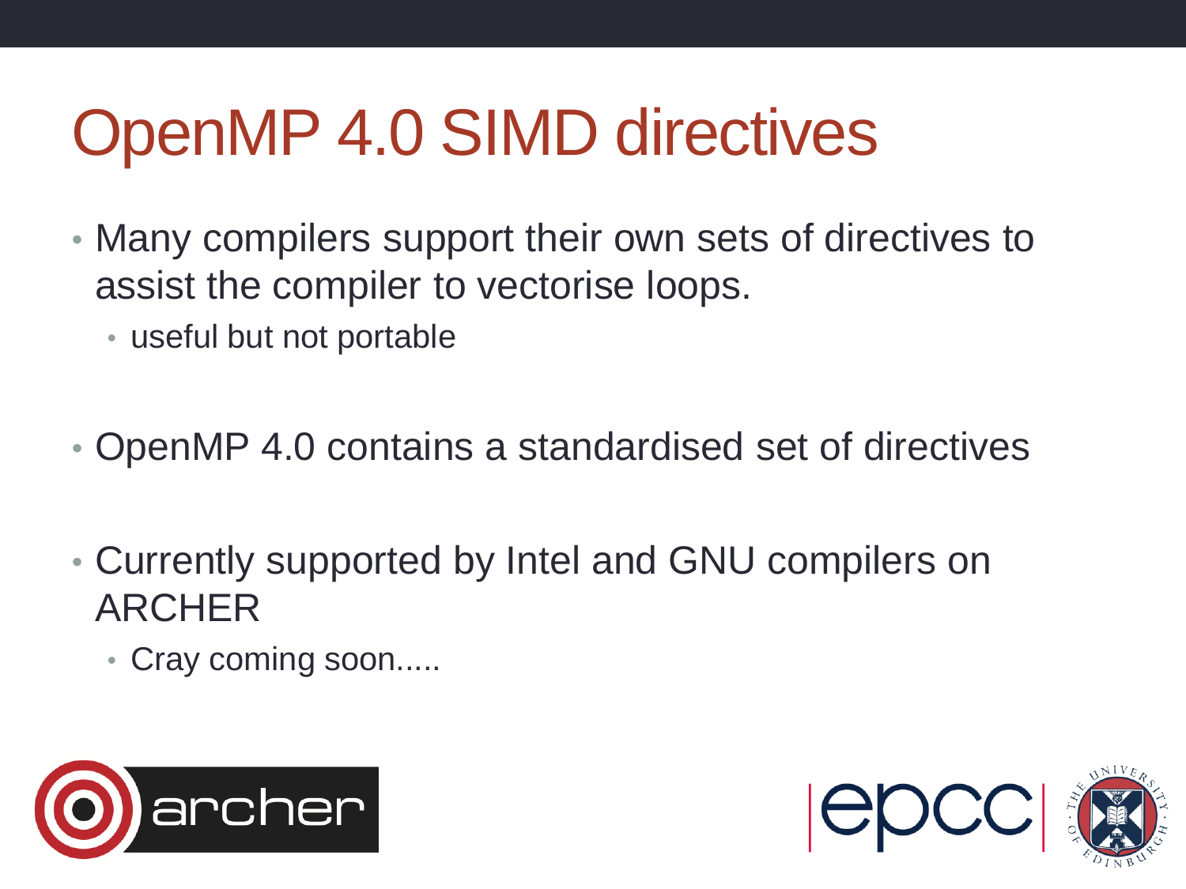# OpenMP 4.0 SIMD directives

- Many compilers support their own sets of directives to assist the compiler to vectorise loops.
  - useful but not portable

- OpenMP 4.0 contains a standardised set of directives

- Currently supported by Intel and GNU compilers on ARCHER
  - Cray coming soon.....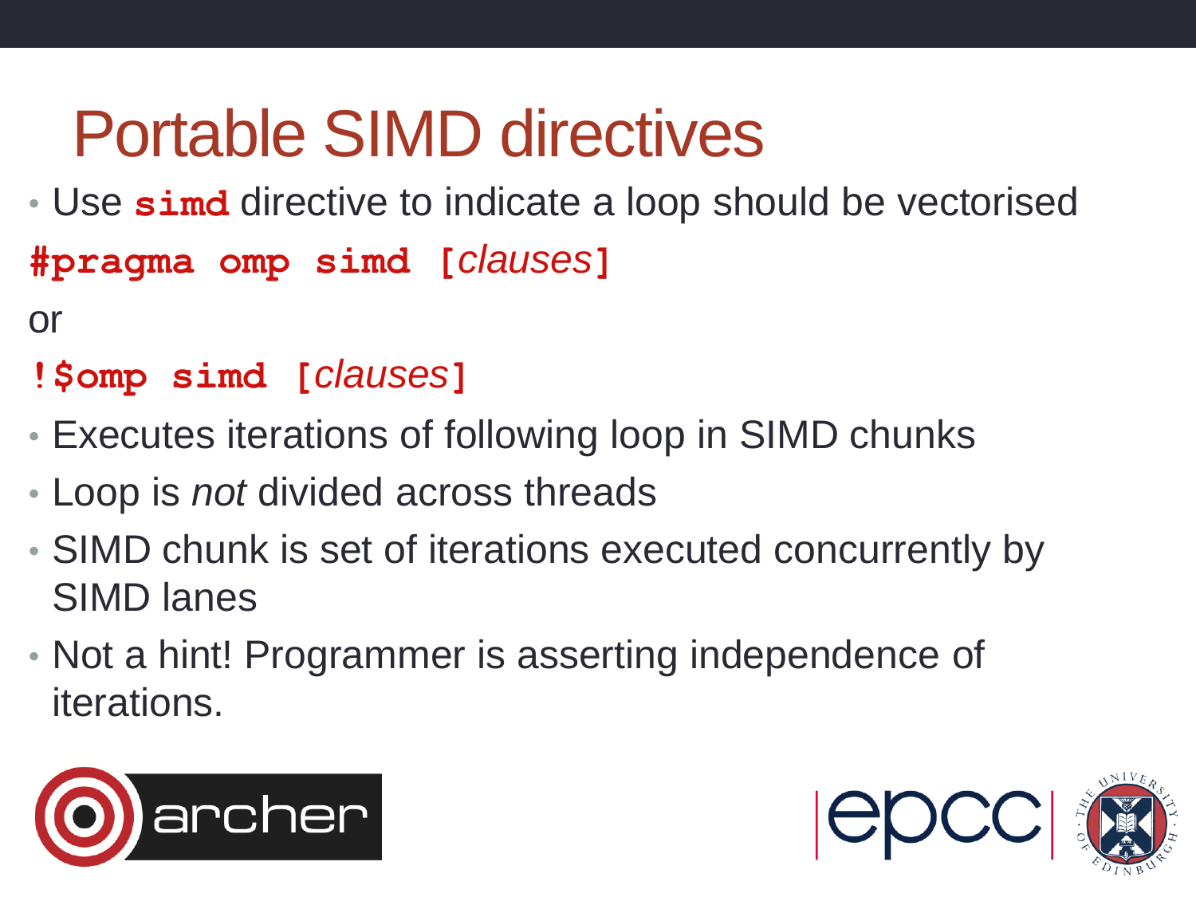# Portable SIMD directives

- Use **`simd`** directive to indicate a loop should be vectorised

```
#pragma omp simd [clauses]
```

or

```
!$omp simd [clauses]
```

- Executes iterations of following loop in SIMD chunks
- Loop is *not* divided across threads
- SIMD chunk is set of iterations executed concurrently by SIMD lanes
- Not a hint! Programmer is asserting independence of iterations.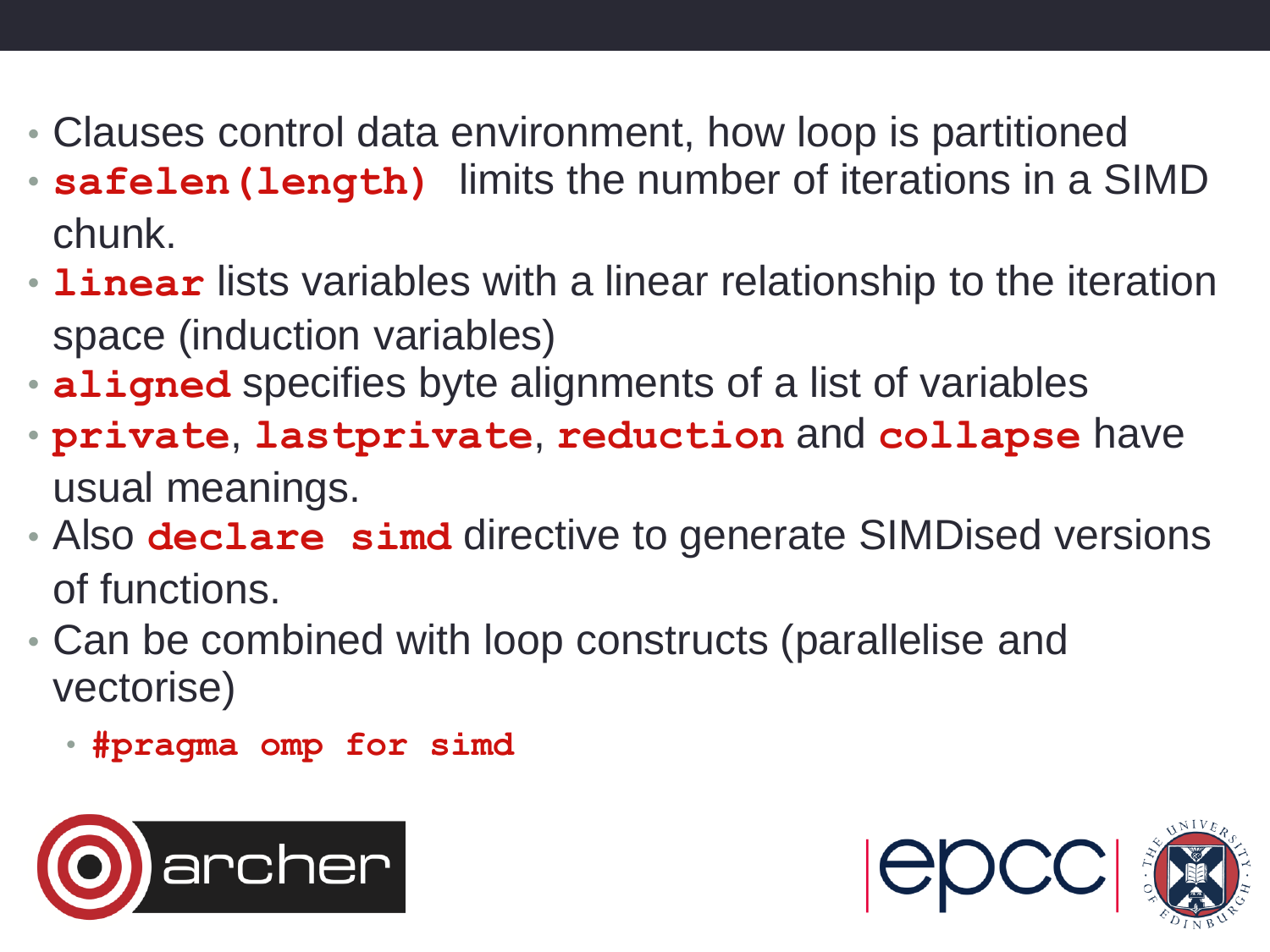- Clauses control data environment, how loop is partitioned
- **`safelen(length)`** limits the number of iterations in a SIMD chunk.
- **`linear`** lists variables with a linear relationship to the iteration space (induction variables)
- **`aligned`** specifies byte alignments of a list of variables
- **`private`**, **`lastprivate`**, **`reduction`** and **`collapse`** have usual meanings.
- Also **`declare simd`** directive to generate SIMDised versions of functions.
- Can be combined with loop constructs (parallelise and vectorise)
  - **`#pragma omp for simd`**